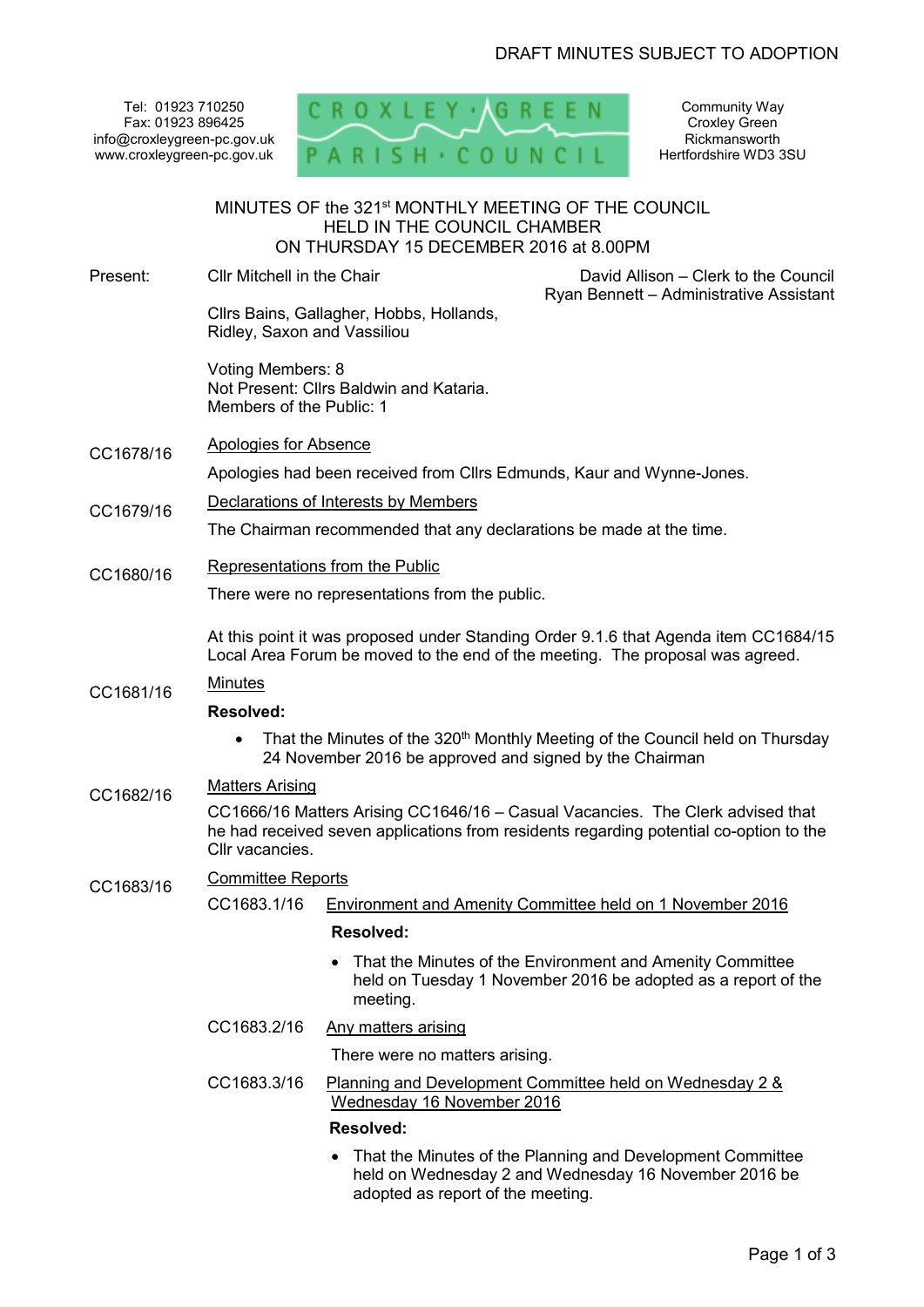DRAFT MINUTES SUBJECT TO ADOPTION

Tel: 01923 710250
Fax: 01923 896425
info@croxleygreen-pc.gov.uk
www.croxleygreen-pc.gov.uk

CROXLEY · GREEN PARISH · COUNCIL

Community Way
Croxley Green
Rickmansworth
Hertfordshire WD3 3SU

# MINUTES OF the 321st MONTHLY MEETING OF THE COUNCIL HELD IN THE COUNCIL CHAMBER ON THURSDAY 15 DECEMBER 2016 at 8.00PM

**Present:** Cllr Mitchell in the Chair

David Allison – Clerk to the Council
Ryan Bennett – Administrative Assistant

Cllrs Bains, Gallagher, Hobbs, Hollands, Ridley, Saxon and Vassiliou

Voting Members: 8
Not Present: Cllrs Baldwin and Kataria.
Members of the Public: 1

**CC1678/16** Apologies for Absence

Apologies had been received from Cllrs Edmunds, Kaur and Wynne-Jones.

**CC1679/16** Declarations of Interests by Members

The Chairman recommended that any declarations be made at the time.

**CC1680/16** Representations from the Public

There were no representations from the public.

At this point it was proposed under Standing Order 9.1.6 that Agenda item CC1684/15 Local Area Forum be moved to the end of the meeting. The proposal was agreed.

**CC1681/16** Minutes

**Resolved:**

- That the Minutes of the 320th Monthly Meeting of the Council held on Thursday 24 November 2016 be approved and signed by the Chairman

**CC1682/16** Matters Arising

CC1666/16 Matters Arising CC1646/16 – Casual Vacancies. The Clerk advised that he had received seven applications from residents regarding potential co-option to the Cllr vacancies.

**CC1683/16** Committee Reports

CC1683.1/16 Environment and Amenity Committee held on 1 November 2016

**Resolved:**

- That the Minutes of the Environment and Amenity Committee held on Tuesday 1 November 2016 be adopted as a report of the meeting.

CC1683.2/16 Any matters arising

There were no matters arising.

CC1683.3/16 Planning and Development Committee held on Wednesday 2 & Wednesday 16 November 2016

**Resolved:**

- That the Minutes of the Planning and Development Committee held on Wednesday 2 and Wednesday 16 November 2016 be adopted as report of the meeting.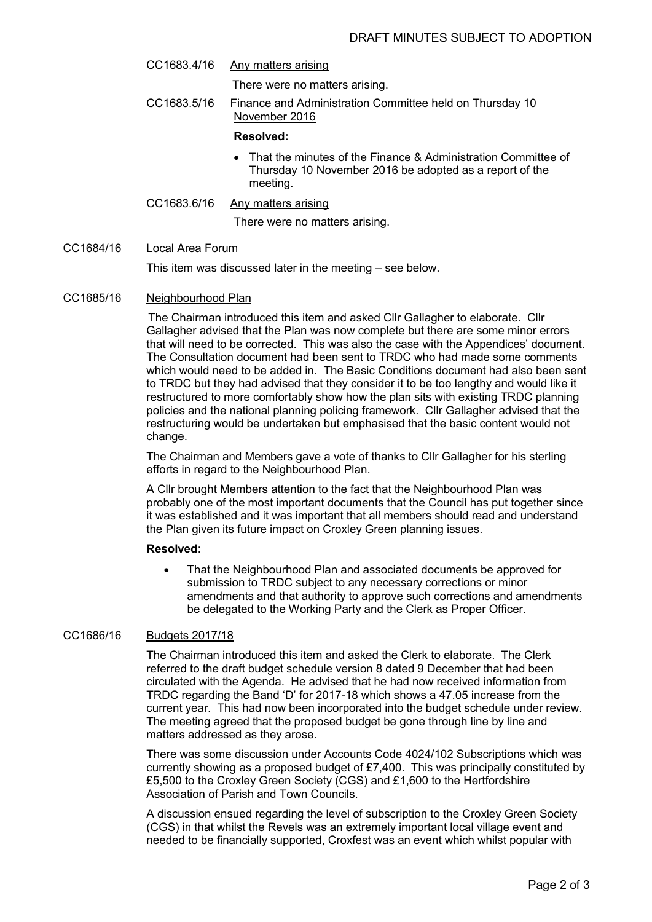DRAFT MINUTES SUBJECT TO ADOPTION

CC1683.4/16 Any matters arising

There were no matters arising.

CC1683.5/16 Finance and Administration Committee held on Thursday 10 November 2016

**Resolved:**

- That the minutes of the Finance & Administration Committee of Thursday 10 November 2016 be adopted as a report of the meeting.

CC1683.6/16 Any matters arising

There were no matters arising.

CC1684/16 Local Area Forum

This item was discussed later in the meeting – see below.

CC1685/16 Neighbourhood Plan

The Chairman introduced this item and asked Cllr Gallagher to elaborate. Cllr Gallagher advised that the Plan was now complete but there are some minor errors that will need to be corrected. This was also the case with the Appendices' document. The Consultation document had been sent to TRDC who had made some comments which would need to be added in. The Basic Conditions document had also been sent to TRDC but they had advised that they consider it to be too lengthy and would like it restructured to more comfortably show how the plan sits with existing TRDC planning policies and the national planning policing framework. Cllr Gallagher advised that the restructuring would be undertaken but emphasised that the basic content would not change.

The Chairman and Members gave a vote of thanks to Cllr Gallagher for his sterling efforts in regard to the Neighbourhood Plan.

A Cllr brought Members attention to the fact that the Neighbourhood Plan was probably one of the most important documents that the Council has put together since it was established and it was important that all members should read and understand the Plan given its future impact on Croxley Green planning issues.

**Resolved:**

- That the Neighbourhood Plan and associated documents be approved for submission to TRDC subject to any necessary corrections or minor amendments and that authority to approve such corrections and amendments be delegated to the Working Party and the Clerk as Proper Officer.

CC1686/16 Budgets 2017/18

The Chairman introduced this item and asked the Clerk to elaborate. The Clerk referred to the draft budget schedule version 8 dated 9 December that had been circulated with the Agenda. He advised that he had now received information from TRDC regarding the Band 'D' for 2017-18 which shows a 47.05 increase from the current year. This had now been incorporated into the budget schedule under review. The meeting agreed that the proposed budget be gone through line by line and matters addressed as they arose.

There was some discussion under Accounts Code 4024/102 Subscriptions which was currently showing as a proposed budget of £7,400. This was principally constituted by £5,500 to the Croxley Green Society (CGS) and £1,600 to the Hertfordshire Association of Parish and Town Councils.

A discussion ensued regarding the level of subscription to the Croxley Green Society (CGS) in that whilst the Revels was an extremely important local village event and needed to be financially supported, Croxfest was an event which whilst popular with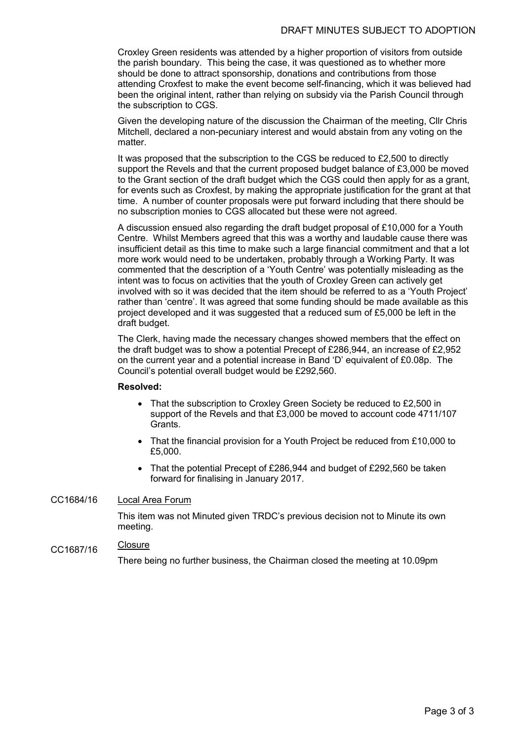Croxley Green residents was attended by a higher proportion of visitors from outside the parish boundary. This being the case, it was questioned as to whether more should be done to attract sponsorship, donations and contributions from those attending Croxfest to make the event become self-financing, which it was believed had been the original intent, rather than relying on subsidy via the Parish Council through the subscription to CGS.

Given the developing nature of the discussion the Chairman of the meeting, Cllr Chris Mitchell, declared a non-pecuniary interest and would abstain from any voting on the matter.

It was proposed that the subscription to the CGS be reduced to £2,500 to directly support the Revels and that the current proposed budget balance of £3,000 be moved to the Grant section of the draft budget which the CGS could then apply for as a grant, for events such as Croxfest, by making the appropriate justification for the grant at that time. A number of counter proposals were put forward including that there should be no subscription monies to CGS allocated but these were not agreed.

A discussion ensued also regarding the draft budget proposal of £10,000 for a Youth Centre. Whilst Members agreed that this was a worthy and laudable cause there was insufficient detail as this time to make such a large financial commitment and that a lot more work would need to be undertaken, probably through a Working Party. It was commented that the description of a 'Youth Centre' was potentially misleading as the intent was to focus on activities that the youth of Croxley Green can actively get involved with so it was decided that the item should be referred to as a 'Youth Project' rather than 'centre'. It was agreed that some funding should be made available as this project developed and it was suggested that a reduced sum of £5,000 be left in the draft budget.

The Clerk, having made the necessary changes showed members that the effect on the draft budget was to show a potential Precept of £286,944, an increase of £2,952 on the current year and a potential increase in Band 'D' equivalent of £0.08p. The Council's potential overall budget would be £292,560.

**Resolved:**

- That the subscription to Croxley Green Society be reduced to £2,500 in support of the Revels and that £3,000 be moved to account code 4711/107 Grants.
- That the financial provision for a Youth Project be reduced from £10,000 to £5,000.
- That the potential Precept of £286,944 and budget of £292,560 be taken forward for finalising in January 2017.

CC1684/16 Local Area Forum

This item was not Minuted given TRDC's previous decision not to Minute its own meeting.

CC1687/16 Closure

There being no further business, the Chairman closed the meeting at 10.09pm